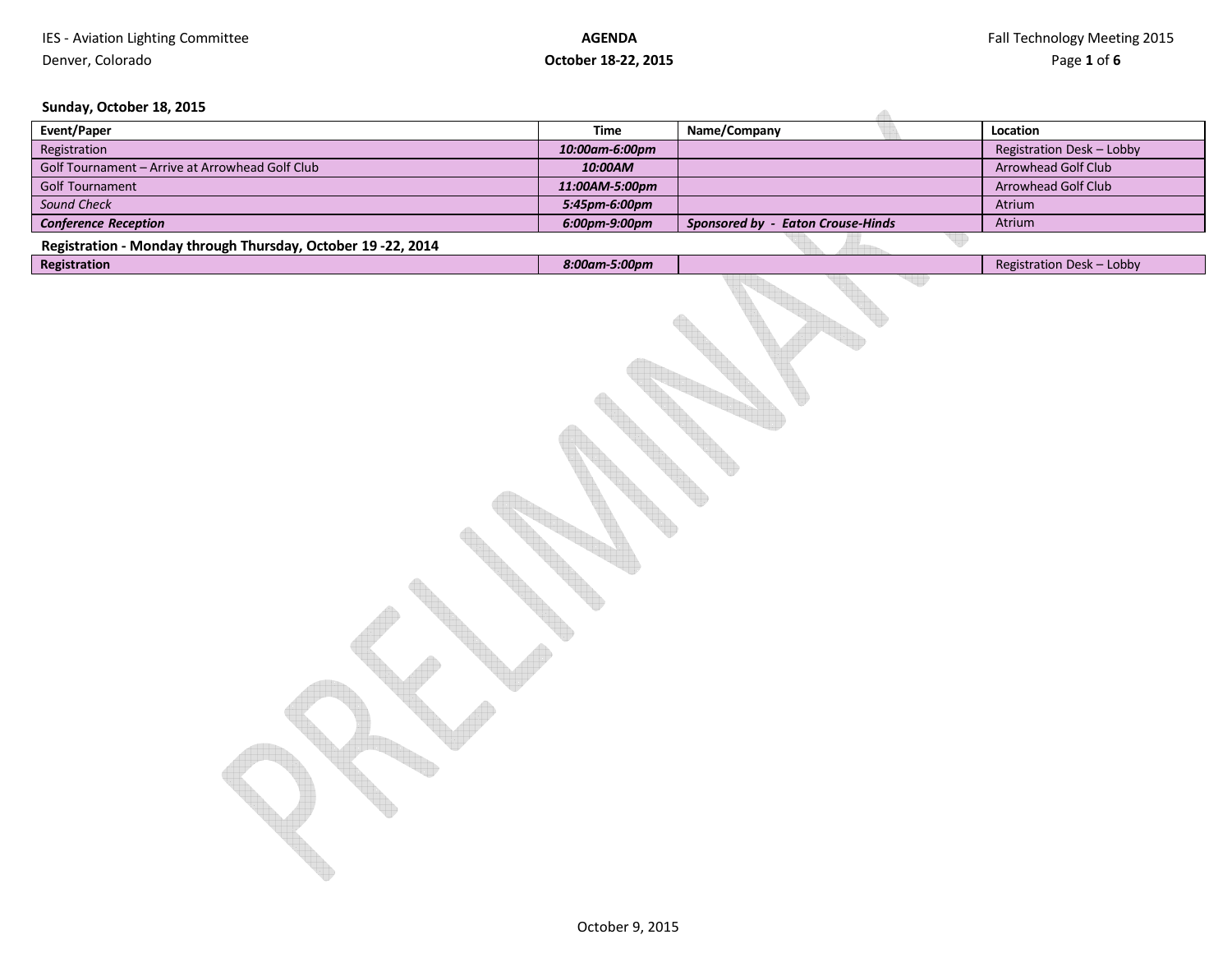# IES - Aviation Lighting Committee

Denver, Colorado

**AGENDA**

**October 18-22, 2015**

Fall Technology Meeting 2015

**Sunday, October 18, 2015**

| Event/Paper | Time | Name/Company | Location |
|---|---|---|---|
| Registration | ***10:00am-6:00pm*** | | Registration Desk – Lobby |
| Golf Tournament – Arrive at Arrowhead Golf Club | ***10:00AM*** | | Arrowhead Golf Club |
| Golf Tournament | ***11:00AM-5:00pm*** | | Arrowhead Golf Club |
| *Sound Check* | ***5:45pm-6:00pm*** | | Atrium |
| ***Conference Reception*** | ***6:00pm-9:00pm*** | ***Sponsored by - Eaton Crouse-Hinds*** | Atrium |

**Registration - Monday through Thursday, October 19 -22, 2014**

| Event/Paper | Time | Name/Company | Location |
|---|---|---|---|
| **Registration** | ***8:00am-5:00pm*** | | Registration Desk – Lobby |

PRELIMINARY

October 9, 2015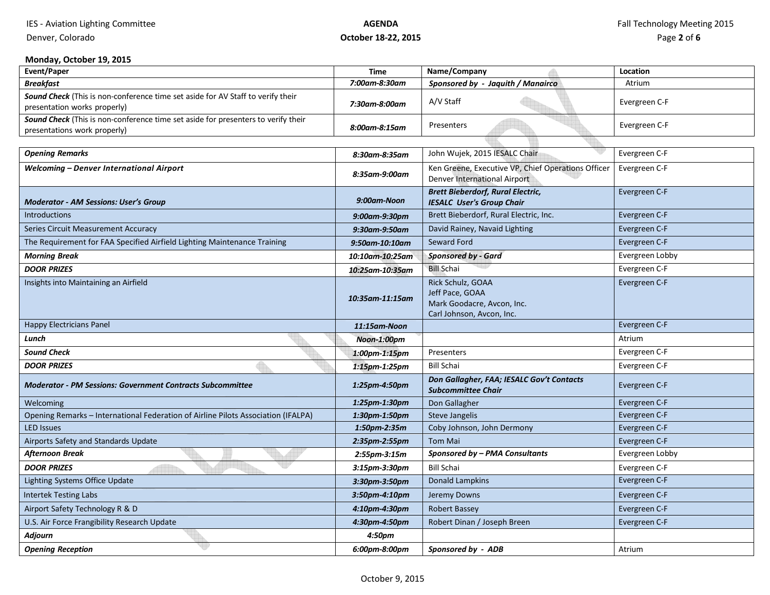## Monday, October 19, 2015

| Event/Paper | Time | Name/Company | Location |
|---|---|---|---|
| ***Breakfast*** | ***7:00am-8:30am*** | ***Sponsored by - Jaquith / Manairco*** | Atrium |
| ***Sound Check*** (This is non-conference time set aside for AV Staff to verify their presentation works properly) | ***7:30am-8:00am*** | A/V Staff | Evergreen C-F |
| ***Sound Check*** (This is non-conference time set aside for presenters to verify their presentations work properly) | ***8:00am-8:15am*** | Presenters | Evergreen C-F |
| ***Opening Remarks*** | ***8:30am-8:35am*** | John Wujek, 2015 IESALC Chair | Evergreen C-F |
| ***Welcoming – Denver International Airport*** | ***8:35am-9:00am*** | Ken Greene, Executive VP, Chief Operations Officer Denver International Airport | Evergreen C-F |
| ***Moderator - AM Sessions: User's Group*** | ***9:00am-Noon*** | ***Brett Bieberdorf, Rural Electric, IESALC User's Group Chair*** | Evergreen C-F |
| Introductions | ***9:00am-9:30pm*** | Brett Bieberdorf, Rural Electric, Inc. | Evergreen C-F |
| Series Circuit Measurement Accuracy | ***9:30am-9:50am*** | David Rainey, Navaid Lighting | Evergreen C-F |
| The Requirement for FAA Specified Airfield Lighting Maintenance Training | ***9:50am-10:10am*** | Seward Ford | Evergreen C-F |
| ***Morning Break*** | ***10:10am-10:25am*** | ***Sponsored by - Gard*** | Evergreen Lobby |
| ***DOOR PRIZES*** | ***10:25am-10:35am*** | Bill Schai | Evergreen C-F |
| Insights into Maintaining an Airfield | ***10:35am-11:15am*** | Rick Schulz, GOAA<br>Jeff Pace, GOAA<br>Mark Goodacre, Avcon, Inc.<br>Carl Johnson, Avcon, Inc. | Evergreen C-F |
| Happy Electricians Panel | ***11:15am-Noon*** | | Evergreen C-F |
| ***Lunch*** | ***Noon-1:00pm*** | | Atrium |
| ***Sound Check*** | ***1:00pm-1:15pm*** | Presenters | Evergreen C-F |
| ***DOOR PRIZES*** | ***1:15pm-1:25pm*** | Bill Schai | Evergreen C-F |
| ***Moderator - PM Sessions: Government Contracts Subcommittee*** | ***1:25pm-4:50pm*** | ***Don Gallagher, FAA; IESALC Gov't Contacts Subcommittee Chair*** | Evergreen C-F |
| Welcoming | ***1:25pm-1:30pm*** | Don Gallagher | Evergreen C-F |
| Opening Remarks – International Federation of Airline Pilots Association (IFALPA) | ***1:30pm-1:50pm*** | Steve Jangelis | Evergreen C-F |
| LED Issues | ***1:50pm-2:35m*** | Coby Johnson, John Dermony | Evergreen C-F |
| Airports Safety and Standards Update | ***2:35pm-2:55pm*** | Tom Mai | Evergreen C-F |
| ***Afternoon Break*** | ***2:55pm-3:15m*** | ***Sponsored by – PMA Consultants*** | Evergreen Lobby |
| ***DOOR PRIZES*** | ***3:15pm-3:30pm*** | Bill Schai | Evergreen C-F |
| Lighting Systems Office Update | ***3:30pm-3:50pm*** | Donald Lampkins | Evergreen C-F |
| Intertek Testing Labs | ***3:50pm-4:10pm*** | Jeremy Downs | Evergreen C-F |
| Airport Safety Technology R & D | ***4:10pm-4:30pm*** | Robert Bassey | Evergreen C-F |
| U.S. Air Force Frangibility Research Update | ***4:30pm-4:50pm*** | Robert Dinan / Joseph Breen | Evergreen C-F |
| ***Adjourn*** | ***4:50pm*** | | |
| ***Opening Reception*** | ***6:00pm-8:00pm*** | ***Sponsored by - ADB*** | Atrium |

October 9, 2015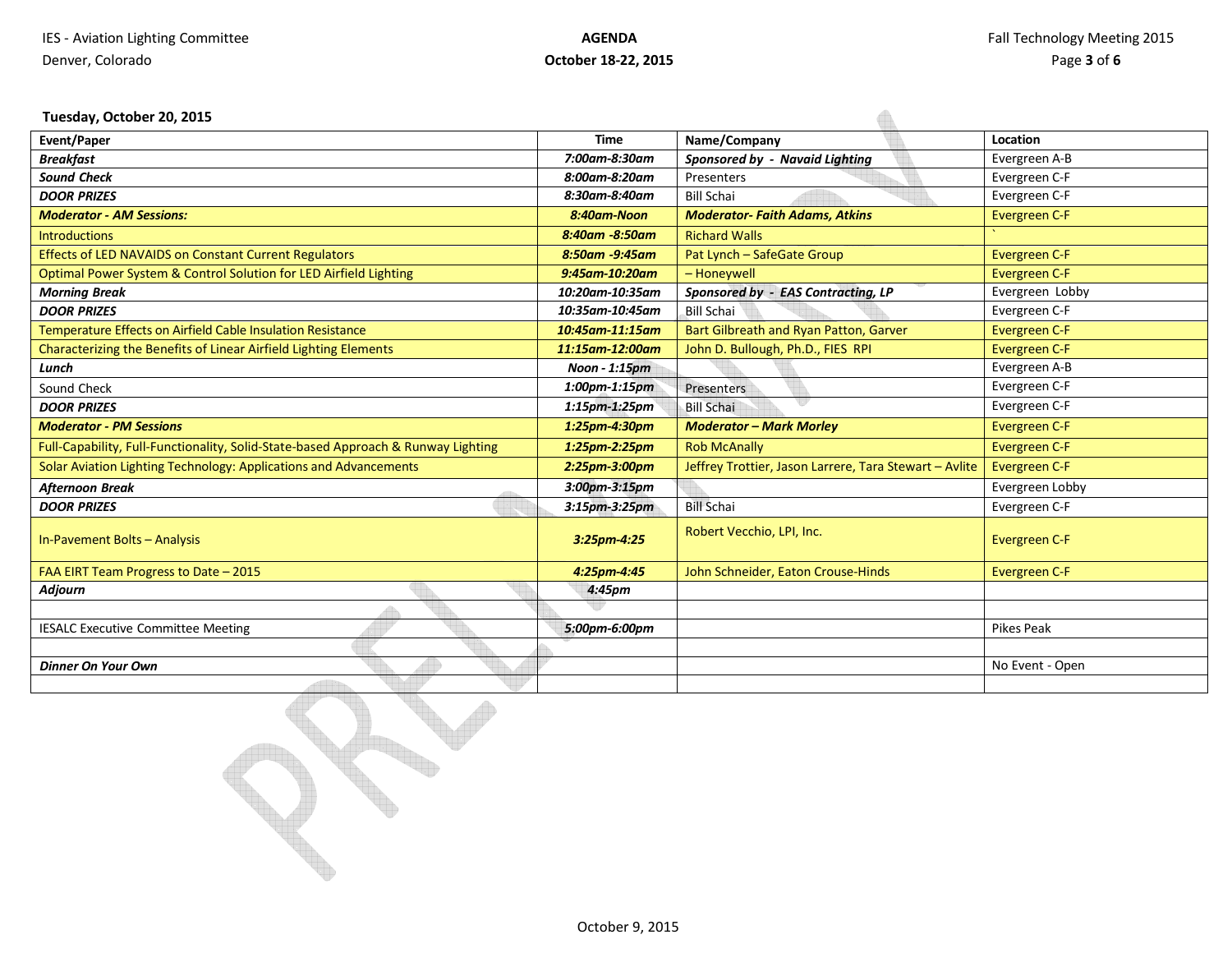**Tuesday, October 20, 2015**

| Event/Paper | Time | Name/Company | Location |
|---|---|---|---|
| ***Breakfast*** | ***7:00am-8:30am*** | ***Sponsored by - Navaid Lighting*** | Evergreen A-B |
| ***Sound Check*** | ***8:00am-8:20am*** | Presenters | Evergreen C-F |
| ***DOOR PRIZES*** | ***8:30am-8:40am*** | Bill Schai | Evergreen C-F |
| ***Moderator - AM Sessions:*** | ***8:40am-Noon*** | ***Moderator- Faith Adams, Atkins*** | Evergreen C-F |
| Introductions | ***8:40am -8:50am*** | Richard Walls | ` |
| Effects of LED NAVAIDS on Constant Current Regulators | ***8:50am -9:45am*** | Pat Lynch – SafeGate Group | Evergreen C-F |
| Optimal Power System & Control Solution for LED Airfield Lighting | ***9:45am-10:20am*** | – Honeywell | Evergreen C-F |
| ***Morning Break*** | ***10:20am-10:35am*** | ***Sponsored by - EAS Contracting, LP*** | Evergreen Lobby |
| ***DOOR PRIZES*** | ***10:35am-10:45am*** | Bill Schai | Evergreen C-F |
| Temperature Effects on Airfield Cable Insulation Resistance | ***10:45am-11:15am*** | Bart Gilbreath and Ryan Patton, Garver | Evergreen C-F |
| Characterizing the Benefits of Linear Airfield Lighting Elements | ***11:15am-12:00am*** | John D. Bullough, Ph.D., FIES RPI | Evergreen C-F |
| ***Lunch*** | ***Noon - 1:15pm*** | | Evergreen A-B |
| Sound Check | ***1:00pm-1:15pm*** | Presenters | Evergreen C-F |
| ***DOOR PRIZES*** | ***1:15pm-1:25pm*** | Bill Schai | Evergreen C-F |
| ***Moderator - PM Sessions*** | ***1:25pm-4:30pm*** | ***Moderator – Mark Morley*** | Evergreen C-F |
| Full-Capability, Full-Functionality, Solid-State-based Approach & Runway Lighting | ***1:25pm-2:25pm*** | Rob McAnally | Evergreen C-F |
| Solar Aviation Lighting Technology: Applications and Advancements | ***2:25pm-3:00pm*** | Jeffrey Trottier, Jason Larrere, Tara Stewart – Avlite | Evergreen C-F |
| ***Afternoon Break*** | ***3:00pm-3:15pm*** | | Evergreen Lobby |
| ***DOOR PRIZES*** | ***3:15pm-3:25pm*** | Bill Schai | Evergreen C-F |
| In-Pavement Bolts – Analysis | ***3:25pm-4:25*** | Robert Vecchio, LPI, Inc. | Evergreen C-F |
| FAA EIRT Team Progress to Date – 2015 | ***4:25pm-4:45*** | John Schneider, Eaton Crouse-Hinds | Evergreen C-F |
| ***Adjourn*** | ***4:45pm*** | | |
| | | | |
| IESALC Executive Committee Meeting | ***5:00pm-6:00pm*** | | Pikes Peak |
| | | | |
| ***Dinner On Your Own*** | | | No Event - Open |
| | | | |

October 9, 2015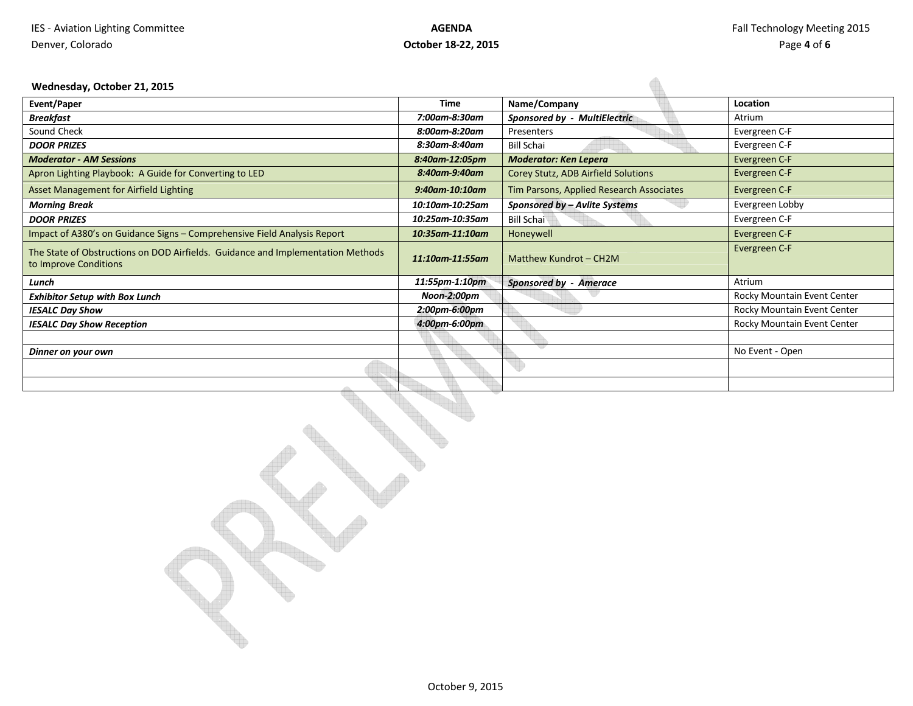### Wednesday, October 21, 2015

| Event/Paper | Time | Name/Company | Location |
|---|---|---|---|
| ***Breakfast*** | ***7:00am-8:30am*** | ***Sponsored by - MultiElectric*** | Atrium |
| Sound Check | ***8:00am-8:20am*** | Presenters | Evergreen C-F |
| ***DOOR PRIZES*** | ***8:30am-8:40am*** | Bill Schai | Evergreen C-F |
| ***Moderator - AM Sessions*** | ***8:40am-12:05pm*** | ***Moderator: Ken Lepera*** | Evergreen C-F |
| Apron Lighting Playbook: A Guide for Converting to LED | ***8:40am-9:40am*** | Corey Stutz, ADB Airfield Solutions | Evergreen C-F |
| Asset Management for Airfield Lighting | ***9:40am-10:10am*** | Tim Parsons, Applied Research Associates | Evergreen C-F |
| ***Morning Break*** | ***10:10am-10:25am*** | ***Sponsored by – Avlite Systems*** | Evergreen Lobby |
| ***DOOR PRIZES*** | ***10:25am-10:35am*** | Bill Schai | Evergreen C-F |
| Impact of A380's on Guidance Signs – Comprehensive Field Analysis Report | ***10:35am-11:10am*** | Honeywell | Evergreen C-F |
| The State of Obstructions on DOD Airfields. Guidance and Implementation Methods to Improve Conditions | ***11:10am-11:55am*** | Matthew Kundrot – CH2M | Evergreen C-F |
| ***Lunch*** | ***11:55pm-1:10pm*** | ***Sponsored by - Amerace*** | Atrium |
| ***Exhibitor Setup with Box Lunch*** | ***Noon-2:00pm*** | | Rocky Mountain Event Center |
| ***IESALC Day Show*** | ***2:00pm-6:00pm*** | | Rocky Mountain Event Center |
| ***IESALC Day Show Reception*** | ***4:00pm-6:00pm*** | | Rocky Mountain Event Center |
| | | | |
| ***Dinner on your own*** | | | No Event - Open |
| | | | |
| | | | |

October 9, 2015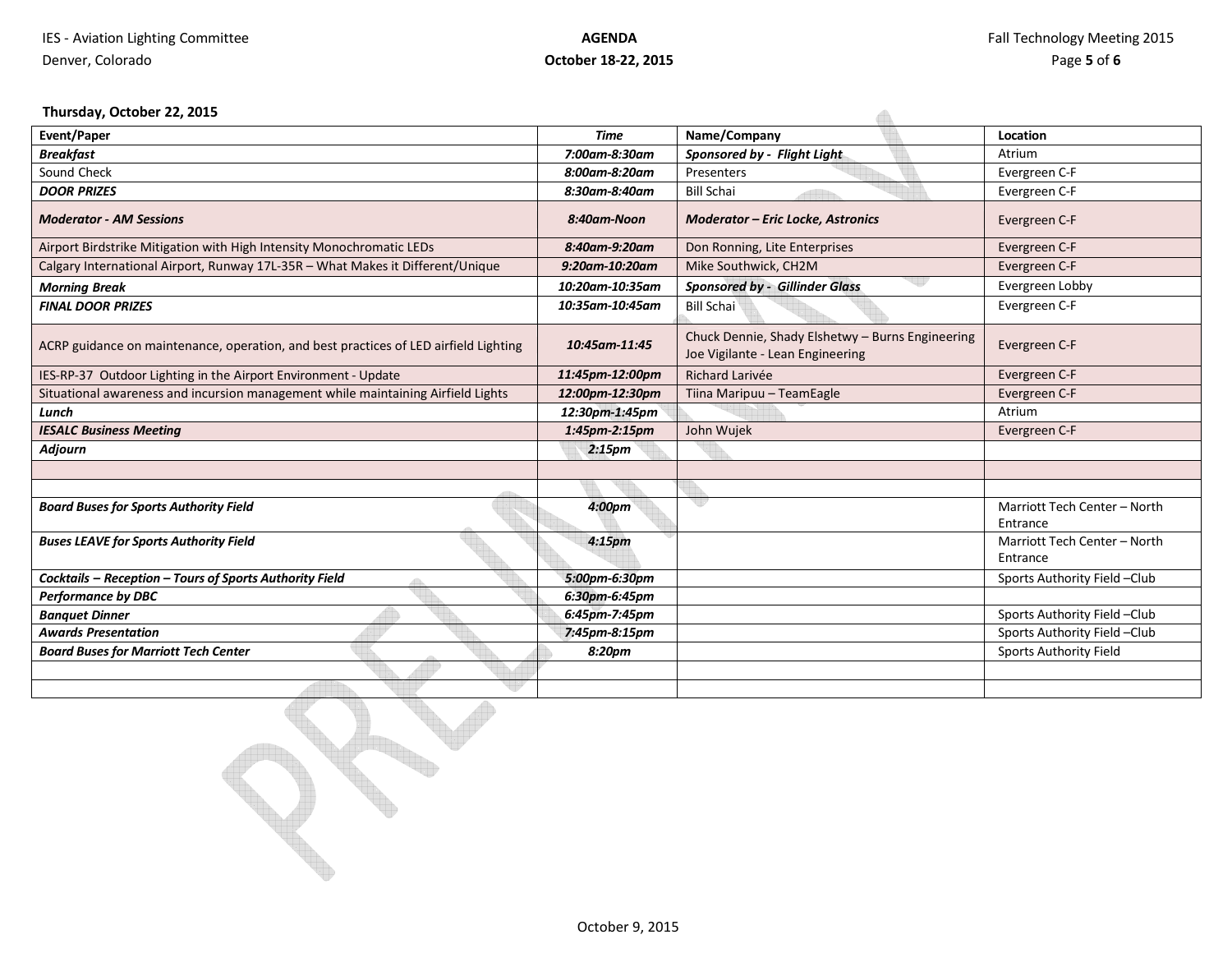**Thursday, October 22, 2015**

| Event/Paper | *Time* | Name/Company | Location |
|---|---|---|---|
| ***Breakfast*** | ***7:00am-8:30am*** | ***Sponsored by - Flight Light*** | Atrium |
| Sound Check | ***8:00am-8:20am*** | Presenters | Evergreen C-F |
| ***DOOR PRIZES*** | ***8:30am-8:40am*** | Bill Schai | Evergreen C-F |
| ***Moderator - AM Sessions*** | ***8:40am-Noon*** | ***Moderator – Eric Locke, Astronics*** | Evergreen C-F |
| Airport Birdstrike Mitigation with High Intensity Monochromatic LEDs | ***8:40am-9:20am*** | Don Ronning, Lite Enterprises | Evergreen C-F |
| Calgary International Airport, Runway 17L-35R – What Makes it Different/Unique | ***9:20am-10:20am*** | Mike Southwick, CH2M | Evergreen C-F |
| ***Morning Break*** | ***10:20am-10:35am*** | ***Sponsored by - Gillinder Glass*** | Evergreen Lobby |
| ***FINAL DOOR PRIZES*** | ***10:35am-10:45am*** | Bill Schai | Evergreen C-F |
| ACRP guidance on maintenance, operation, and best practices of LED airfield Lighting | ***10:45am-11:45*** | Chuck Dennie, Shady Elshetwy – Burns Engineering Joe Vigilante - Lean Engineering | Evergreen C-F |
| IES-RP-37 Outdoor Lighting in the Airport Environment - Update | ***11:45pm-12:00pm*** | Richard Larivée | Evergreen C-F |
| Situational awareness and incursion management while maintaining Airfield Lights | ***12:00pm-12:30pm*** | Tiina Maripuu – TeamEagle | Evergreen C-F |
| ***Lunch*** | ***12:30pm-1:45pm*** | | Atrium |
| ***IESALC Business Meeting*** | ***1:45pm-2:15pm*** | John Wujek | Evergreen C-F |
| ***Adjourn*** | ***2:15pm*** | | |
| | | | |
| | | | |
| ***Board Buses for Sports Authority Field*** | ***4:00pm*** | | Marriott Tech Center – North Entrance |
| ***Buses LEAVE for Sports Authority Field*** | ***4:15pm*** | | Marriott Tech Center – North Entrance |
| ***Cocktails – Reception – Tours of Sports Authority Field*** | ***5:00pm-6:30pm*** | | Sports Authority Field –Club |
| ***Performance by DBC*** | ***6:30pm-6:45pm*** | | |
| ***Banquet Dinner*** | ***6:45pm-7:45pm*** | | Sports Authority Field –Club |
| ***Awards Presentation*** | ***7:45pm-8:15pm*** | | Sports Authority Field –Club |
| ***Board Buses for Marriott Tech Center*** | ***8:20pm*** | | Sports Authority Field |
| | | | |
| | | | |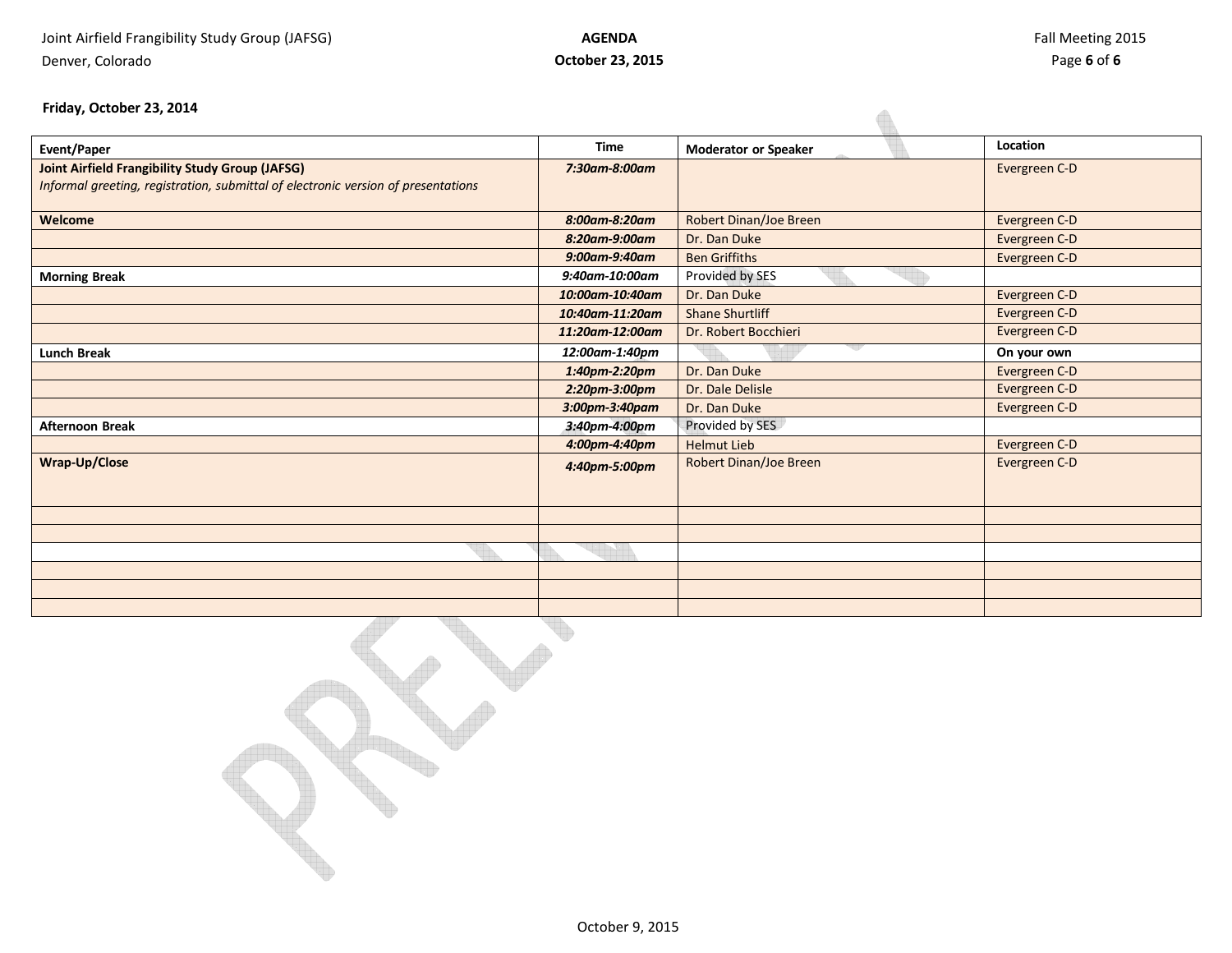**Friday, October 23, 2014**

| Event/Paper | Time | Moderator or Speaker | Location |
|---|---|---|---|
| **Joint Airfield Frangibility Study Group (JAFSG)** *Informal greeting, registration, submittal of electronic version of presentations* | ***7:30am-8:00am*** | | Evergreen C-D |
| **Welcome** | ***8:00am-8:20am*** | Robert Dinan/Joe Breen | Evergreen C-D |
| | ***8:20am-9:00am*** | Dr. Dan Duke | Evergreen C-D |
| | ***9:00am-9:40am*** | Ben Griffiths | Evergreen C-D |
| **Morning Break** | ***9:40am-10:00am*** | Provided by SES | |
| | ***10:00am-10:40am*** | Dr. Dan Duke | Evergreen C-D |
| | ***10:40am-11:20am*** | Shane Shurtliff | Evergreen C-D |
| | ***11:20am-12:00am*** | Dr. Robert Bocchieri | Evergreen C-D |
| **Lunch Break** | ***12:00am-1:40pm*** | | **On your own** |
| | ***1:40pm-2:20pm*** | Dr. Dan Duke | Evergreen C-D |
| | ***2:20pm-3:00pm*** | Dr. Dale Delisle | Evergreen C-D |
| | ***3:00pm-3:40pam*** | Dr. Dan Duke | Evergreen C-D |
| **Afternoon Break** | ***3:40pm-4:00pm*** | Provided by SES | |
| | ***4:00pm-4:40pm*** | Helmut Lieb | Evergreen C-D |
| **Wrap-Up/Close** | ***4:40pm-5:00pm*** | Robert Dinan/Joe Breen | Evergreen C-D |
| | | | |
| | | | |
| | | | |
| | | | |
| | | | |
| | | | |

October 9, 2015